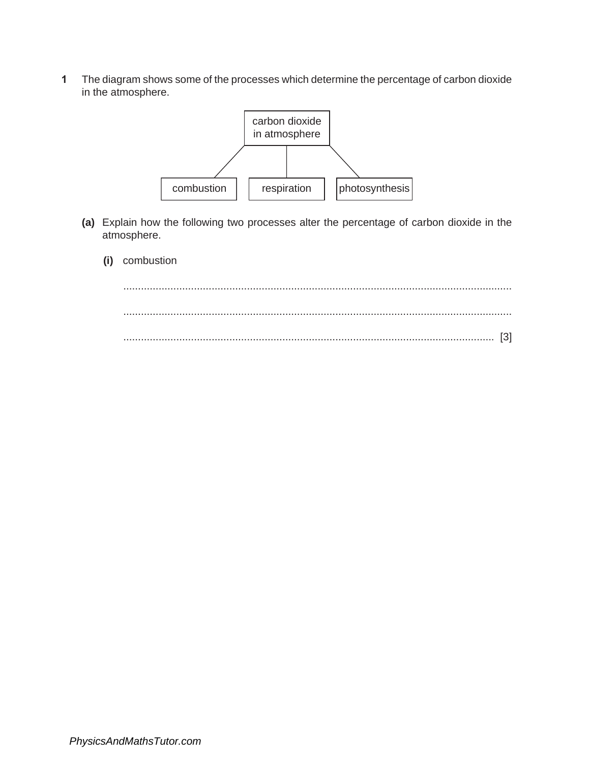**1** The diagram shows some of the processes which determine the percentage of carbon dioxide in the atmosphere.

carbon dioxide in atmosphere

combustion | respiration | photosynthesis

**(a)** Explain how the following two processes alter the percentage of carbon dioxide in the atmosphere.

**(i)** combustion

..........................................................................................................................................

..........................................................................................................................................

.................................................................................................................................... [3]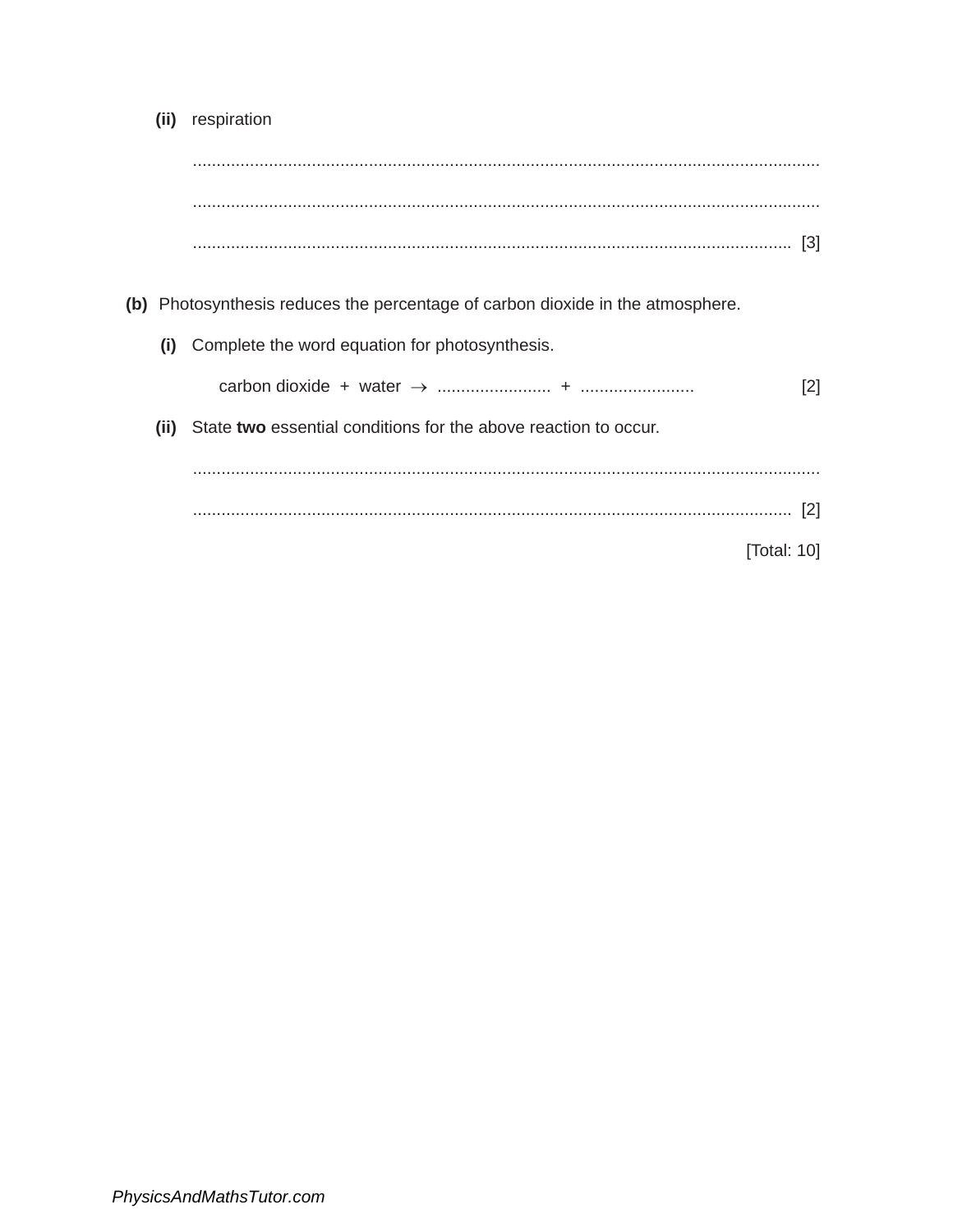**(ii)** respiration

..........................................................................................................................................

..........................................................................................................................................

.................................................................................................................................... [3]

**(b)** Photosynthesis reduces the percentage of carbon dioxide in the atmosphere.

**(i)** Complete the word equation for photosynthesis.

carbon dioxide + water → ........................ + ........................ [2]

**(ii)** State **two** essential conditions for the above reaction to occur.

..........................................................................................................................................

.................................................................................................................................... [2]

[Total: 10]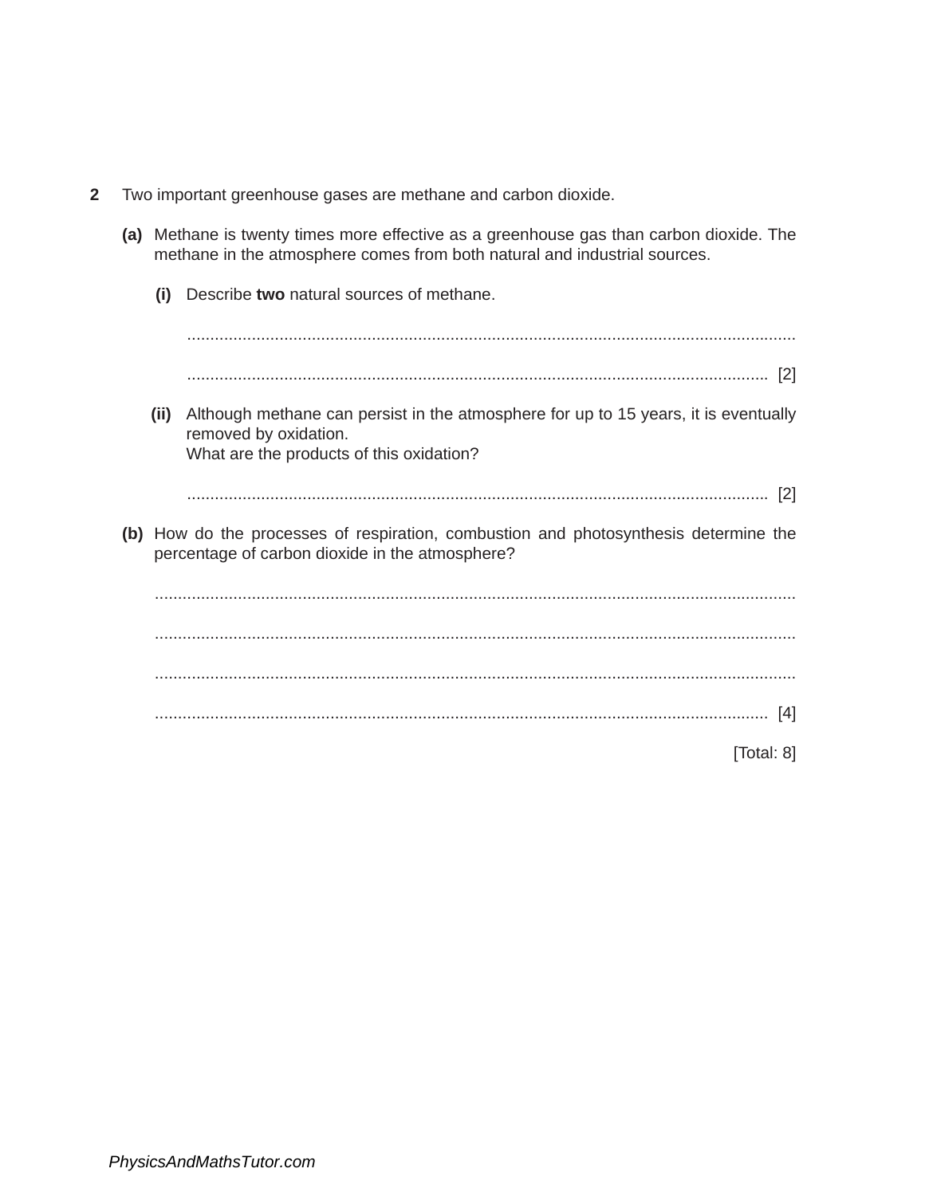**2** Two important greenhouse gases are methane and carbon dioxide.

**(a)** Methane is twenty times more effective as a greenhouse gas than carbon dioxide. The methane in the atmosphere comes from both natural and industrial sources.

**(i)** Describe **two** natural sources of methane.

.............................................................................................................................

............................................................................................................................. [2]

**(ii)** Although methane can persist in the atmosphere for up to 15 years, it is eventually removed by oxidation.
What are the products of this oxidation?

............................................................................................................................. [2]

**(b)** How do the processes of respiration, combustion and photosynthesis determine the percentage of carbon dioxide in the atmosphere?

.............................................................................................................................

.............................................................................................................................

.............................................................................................................................

............................................................................................................................. [4]

[Total: 8]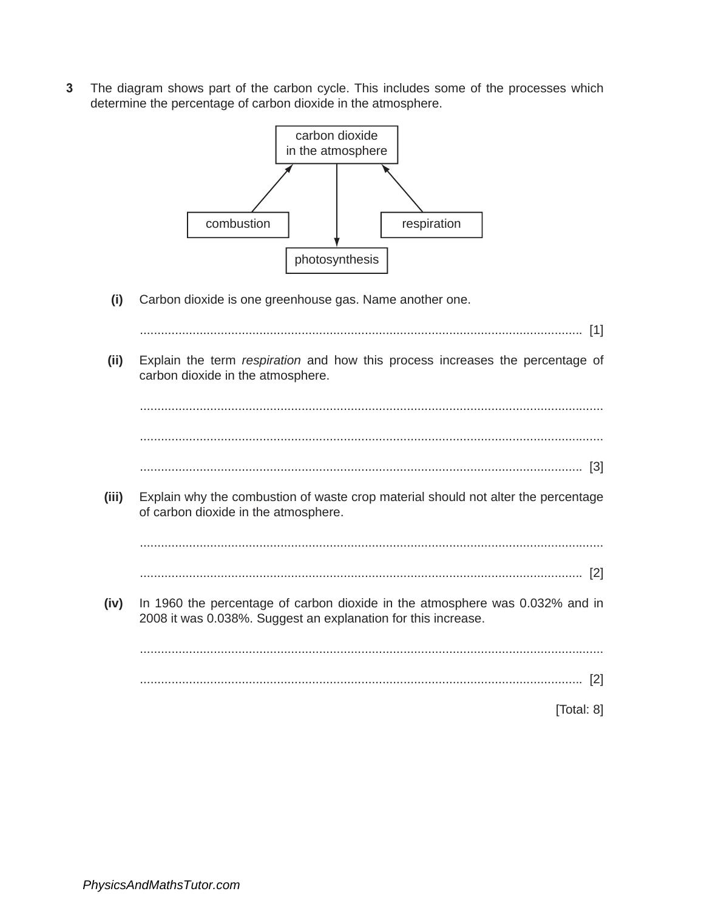**3** The diagram shows part of the carbon cycle. This includes some of the processes which determine the percentage of carbon dioxide in the atmosphere.

carbon dioxide in the atmosphere

combustion

respiration

photosynthesis

**(i)** Carbon dioxide is one greenhouse gas. Name another one.

.............................................................................................................................. [1]

**(ii)** Explain the term *respiration* and how this process increases the percentage of carbon dioxide in the atmosphere.

..................................................................................................................................

..................................................................................................................................

.............................................................................................................................. [3]

**(iii)** Explain why the combustion of waste crop material should not alter the percentage of carbon dioxide in the atmosphere.

..................................................................................................................................

.............................................................................................................................. [2]

**(iv)** In 1960 the percentage of carbon dioxide in the atmosphere was 0.032% and in 2008 it was 0.038%. Suggest an explanation for this increase.

..................................................................................................................................

.............................................................................................................................. [2]

[Total: 8]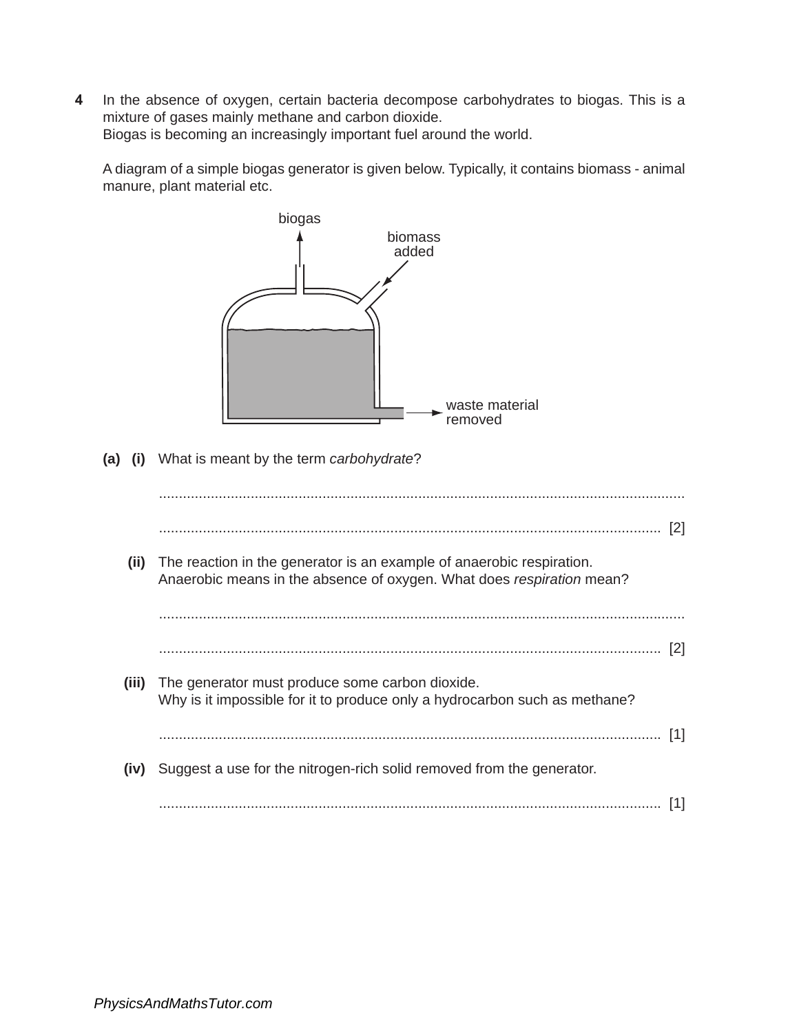**4** In the absence of oxygen, certain bacteria decompose carbohydrates to biogas. This is a mixture of gases mainly methane and carbon dioxide.
Biogas is becoming an increasingly important fuel around the world.

A diagram of a simple biogas generator is given below. Typically, it contains biomass - animal manure, plant material etc.

biogas

biomass added

waste material removed

**(a) (i)** What is meant by the term *carbohydrate*?

.......................................................................................................................................

....................................................................................................................................... [2]

**(ii)** The reaction in the generator is an example of anaerobic respiration.
Anaerobic means in the absence of oxygen. What does *respiration* mean?

.......................................................................................................................................

....................................................................................................................................... [2]

**(iii)** The generator must produce some carbon dioxide.
Why is it impossible for it to produce only a hydrocarbon such as methane?

....................................................................................................................................... [1]

**(iv)** Suggest a use for the nitrogen-rich solid removed from the generator.

....................................................................................................................................... [1]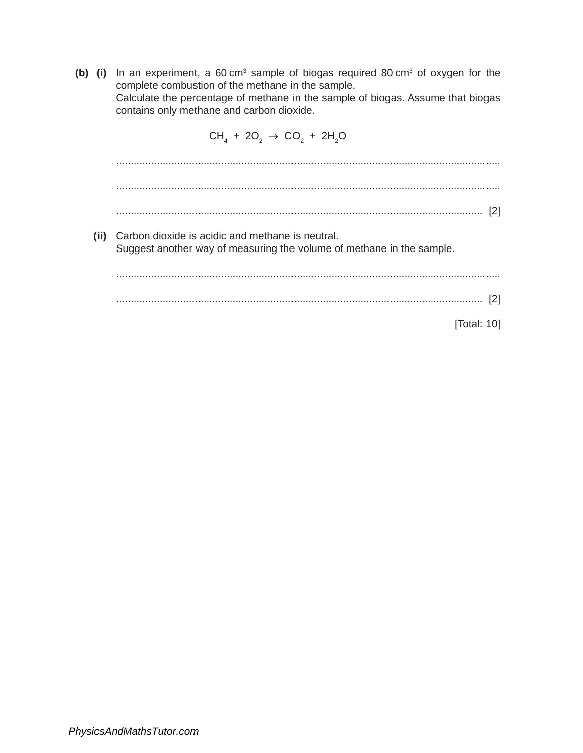**(b) (i)** In an experiment, a 60 cm$^3$ sample of biogas required 80 cm$^3$ of oxygen for the complete combustion of the methane in the sample.
Calculate the percentage of methane in the sample of biogas. Assume that biogas contains only methane and carbon dioxide.

$$CH_4 + 2O_2 \rightarrow CO_2 + 2H_2O$$

..........................................................................................................................................

..........................................................................................................................................

.................................................................................................................................... [2]

**(ii)** Carbon dioxide is acidic and methane is neutral.
Suggest another way of measuring the volume of methane in the sample.

..........................................................................................................................................

.................................................................................................................................... [2]

[Total: 10]